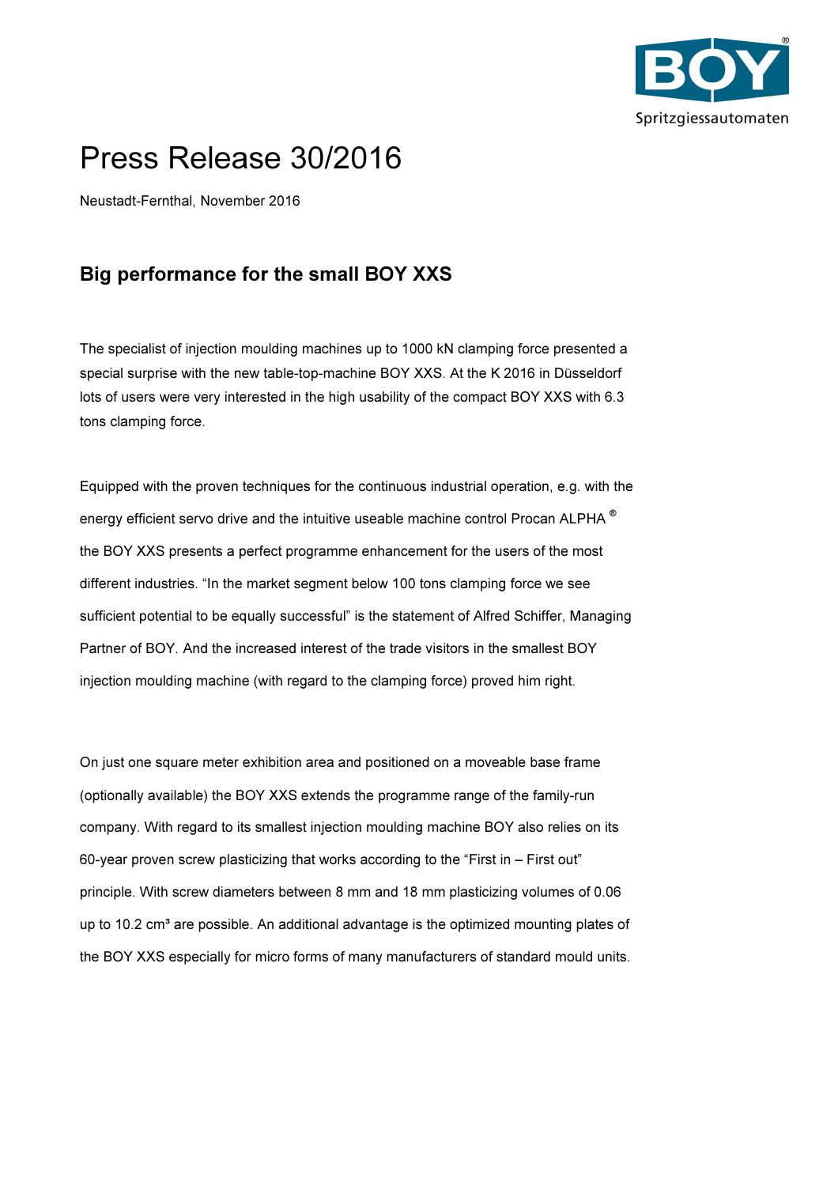# Press Release 30/2016

Neustadt-Fernthal, November 2016

## Big performance for the small BOY XXS

The specialist of injection moulding machines up to 1000 kN clamping force presented a special surprise with the new table-top-machine BOY XXS. At the K 2016 in Düsseldorf lots of users were very interested in the high usability of the compact BOY XXS with 6.3 tons clamping force.

Equipped with the proven techniques for the continuous industrial operation, e.g. with the energy efficient servo drive and the intuitive useable machine control Procan ALPHA ® the BOY XXS presents a perfect programme enhancement for the users of the most different industries. “In the market segment below 100 tons clamping force we see sufficient potential to be equally successful” is the statement of Alfred Schiffer, Managing Partner of BOY. And the increased interest of the trade visitors in the smallest BOY injection moulding machine (with regard to the clamping force) proved him right.

On just one square meter exhibition area and positioned on a moveable base frame (optionally available) the BOY XXS extends the programme range of the family-run company. With regard to its smallest injection moulding machine BOY also relies on its 60-year proven screw plasticizing that works according to the “First in – First out” principle. With screw diameters between 8 mm and 18 mm plasticizing volumes of 0.06 up to 10.2 cm³ are possible. An additional advantage is the optimized mounting plates of the BOY XXS especially for micro forms of many manufacturers of standard mould units.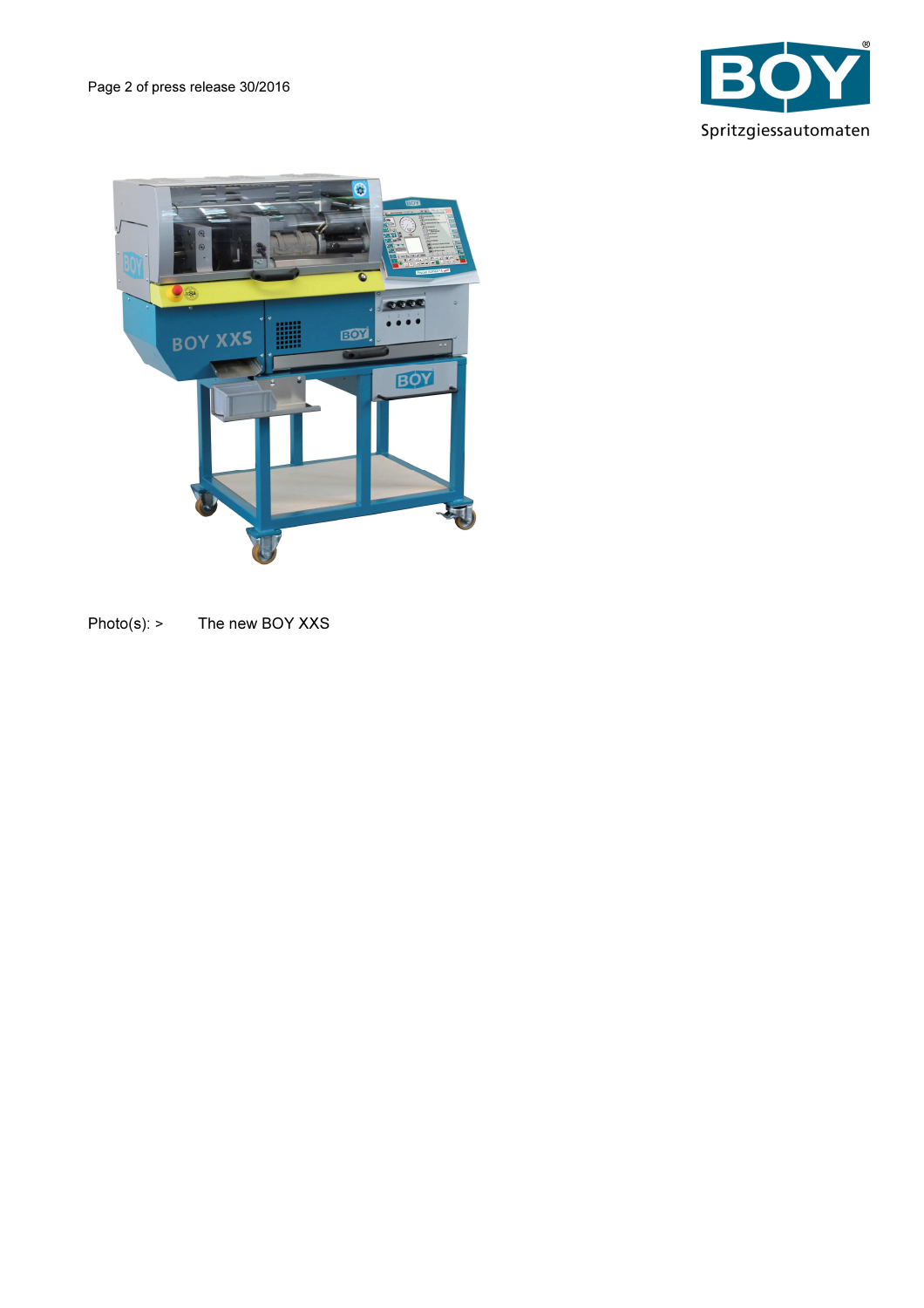Photo(s): > The new BOY XXS